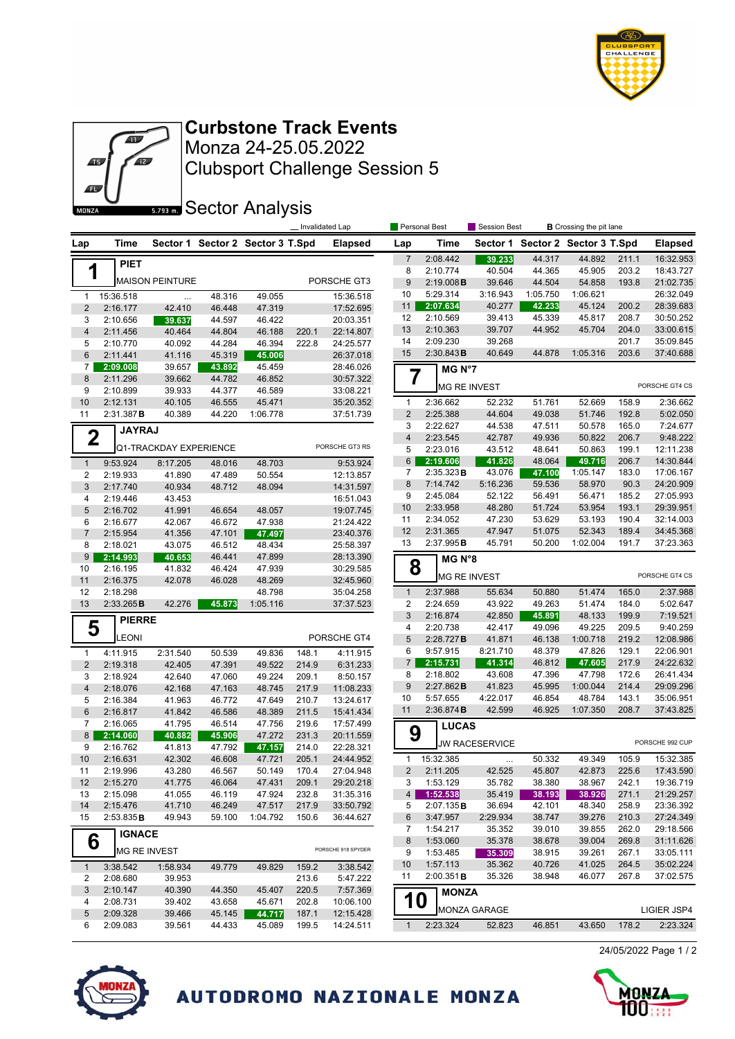# Curbstone Track Events

Monza 24-25.05.2022

Clubsport Challenge Session 5

## Sector Analysis

_ Invalidated Lap | Personal Best | Session Best | **B** Crossing the pit lane

### 1 PIET — MAISON PEINTURE — PORSCHE GT3

| Lap | Time | Sector 1 | Sector 2 | Sector 3 | T.Spd | Elapsed |
|---|---|---|---|---|---|---|
| 1 | 15:36.518 | ... | 48.316 | 49.055 | | 15:36.518 |
| 2 | 2:16.177 | 42.410 | 46.448 | 47.319 | | 17:52.695 |
| 3 | 2:10.656 | 39.637 | 44.597 | 46.422 | | 20:03.351 |
| 4 | 2:11.456 | 40.464 | 44.804 | 46.188 | 220.1 | 22:14.807 |
| 5 | 2:10.770 | 40.092 | 44.284 | 46.394 | 222.8 | 24:25.577 |
| 6 | 2:11.441 | 41.116 | 45.319 | 45.006 | | 26:37.018 |
| 7 | 2:09.008 | 39.657 | 43.892 | 45.459 | | 28:46.026 |
| 8 | 2:11.296 | 39.662 | 44.782 | 46.852 | | 30:57.322 |
| 9 | 2:10.899 | 39.933 | 44.377 | 46.589 | | 33:08.221 |
| 10 | 2:12.131 | 40.105 | 46.555 | 45.471 | | 35:20.352 |
| 11 | 2:31.387 **B** | 40.389 | 44.220 | 1:06.778 | | 37:51.739 |

### 2 JAYRAJ — Q1-TRACKDAY EXPERIENCE — PORSCHE GT3 RS

| Lap | Time | Sector 1 | Sector 2 | Sector 3 | T.Spd | Elapsed |
|---|---|---|---|---|---|---|
| 1 | 9:53.924 | 8:17.205 | 48.016 | 48.703 | | 9:53.924 |
| 2 | 2:19.933 | 41.890 | 47.489 | 50.554 | | 12:13.857 |
| 3 | 2:17.740 | 40.934 | 48.712 | 48.094 | | 14:31.597 |
| 4 | 2:19.446 | 43.453 | | | | 16:51.043 |
| 5 | 2:16.702 | 41.991 | 46.654 | 48.057 | | 19:07.745 |
| 6 | 2:16.677 | 42.067 | 46.672 | 47.938 | | 21:24.422 |
| 7 | 2:15.954 | 41.356 | 47.101 | 47.497 | | 23:40.376 |
| 8 | 2:18.021 | 43.075 | 46.512 | 48.434 | | 25:58.397 |
| 9 | 2:14.993 | 40.653 | 46.441 | 47.899 | | 28:13.390 |
| 10 | 2:16.195 | 41.832 | 46.424 | 47.939 | | 30:29.585 |
| 11 | 2:16.375 | 42.078 | 46.028 | 48.269 | | 32:45.960 |
| 12 | 2:18.298 | | | 48.798 | | 35:04.258 |
| 13 | 2:33.265 **B** | 42.276 | 45.873 | 1:05.116 | | 37:37.523 |

### 5 PIERRE — LEONI — PORSCHE GT4

| Lap | Time | Sector 1 | Sector 2 | Sector 3 | T.Spd | Elapsed |
|---|---|---|---|---|---|---|
| 1 | 4:11.915 | 2:31.540 | 50.539 | 49.836 | 148.1 | 4:11.915 |
| 2 | 2:19.318 | 42.405 | 47.391 | 49.522 | 214.9 | 6:31.233 |
| 3 | 2:18.924 | 42.640 | 47.060 | 49.224 | 209.1 | 8:50.157 |
| 4 | 2:18.076 | 42.168 | 47.163 | 48.745 | 217.9 | 11:08.233 |
| 5 | 2:16.384 | 41.963 | 46.772 | 47.649 | 210.7 | 13:24.617 |
| 6 | 2:16.817 | 41.842 | 46.586 | 48.389 | 211.5 | 15:41.434 |
| 7 | 2:16.065 | 41.795 | 46.514 | 47.756 | 219.6 | 17:57.499 |
| 8 | 2:14.060 | 40.882 | 45.906 | 47.272 | 231.3 | 20:11.559 |
| 9 | 2:16.762 | 41.813 | 47.792 | 47.157 | 214.0 | 22:28.321 |
| 10 | 2:16.631 | 42.302 | 46.608 | 47.721 | 205.1 | 24:44.952 |
| 11 | 2:19.996 | 43.280 | 46.567 | 50.149 | 170.4 | 27:04.948 |
| 12 | 2:15.270 | 41.775 | 46.064 | 47.431 | 209.1 | 29:20.218 |
| 13 | 2:15.098 | 41.055 | 46.119 | 47.924 | 232.8 | 31:35.316 |
| 14 | 2:15.476 | 41.710 | 46.249 | 47.517 | 217.9 | 33:50.792 |
| 15 | 2:53.835 **B** | 49.943 | 59.100 | 1:04.792 | 150.6 | 36:44.627 |

### 6 IGNACE — MG RE INVEST — PORSCHE 918 SPYDER

| Lap | Time | Sector 1 | Sector 2 | Sector 3 | T.Spd | Elapsed |
|---|---|---|---|---|---|---|
| 1 | 3:38.542 | 1:58.934 | 49.779 | 49.829 | 159.2 | 3:38.542 |
| 2 | 2:08.680 | 39.953 | | | 213.6 | 5:47.222 |
| 3 | 2:10.147 | 40.390 | 44.350 | 45.407 | 220.5 | 7:57.369 |
| 4 | 2:08.731 | 39.402 | 43.658 | 45.671 | 202.8 | 10:06.100 |
| 5 | 2:09.328 | 39.466 | 45.145 | 44.717 | 187.1 | 12:15.428 |
| 6 | 2:09.083 | 39.561 | 44.433 | 45.089 | 199.5 | 14:24.511 |
| 7 | 2:08.442 | 39.233 | 44.317 | 44.892 | 211.1 | 16:32.953 |
| 8 | 2:10.774 | 40.504 | 44.365 | 45.905 | 203.2 | 18:43.727 |
| 9 | 2:19.008 **B** | 39.646 | 44.504 | 54.858 | 193.8 | 21:02.735 |
| 10 | 5:29.314 | 3:16.943 | 1:05.750 | 1:06.621 | | 26:32.049 |
| 11 | 2:07.634 | 40.277 | 42.233 | 45.124 | 200.2 | 28:39.683 |
| 12 | 2:10.569 | 39.413 | 45.339 | 45.817 | 208.7 | 30:50.252 |
| 13 | 2:10.363 | 39.707 | 44.952 | 45.704 | 204.0 | 33:00.615 |
| 14 | 2:09.230 | 39.268 | | | 201.7 | 35:09.845 |
| 15 | 2:30.843 **B** | 40.649 | 44.878 | 1:05.316 | 203.6 | 37:40.688 |

### 7 MG N°7 — MG RE INVEST — PORSCHE GT4 CS

| Lap | Time | Sector 1 | Sector 2 | Sector 3 | T.Spd | Elapsed |
|---|---|---|---|---|---|---|
| 1 | 2:36.662 | 52.232 | 51.761 | 52.669 | 158.9 | 2:36.662 |
| 2 | 2:25.388 | 44.604 | 49.038 | 51.746 | 192.8 | 5:02.050 |
| 3 | 2:22.627 | 44.538 | 47.511 | 50.578 | 165.0 | 7:24.677 |
| 4 | 2:23.545 | 42.787 | 49.936 | 50.822 | 206.7 | 9:48.222 |
| 5 | 2:23.016 | 43.512 | 48.641 | 50.863 | 199.1 | 12:11.238 |
| 6 | 2:19.606 | 41.826 | 48.064 | 49.716 | 206.7 | 14:30.844 |
| 7 | 2:35.323 **B** | 43.076 | 47.100 | 1:05.147 | 183.0 | 17:06.167 |
| 8 | 7:14.742 | 5:16.236 | 59.536 | 58.970 | 90.3 | 24:20.909 |
| 9 | 2:45.084 | 52.122 | 56.491 | 56.471 | 185.2 | 27:05.993 |
| 10 | 2:33.958 | 48.280 | 51.724 | 53.954 | 193.1 | 29:39.951 |
| 11 | 2:34.052 | 47.230 | 53.629 | 53.193 | 190.4 | 32:14.003 |
| 12 | 2:31.365 | 47.947 | 51.075 | 52.343 | 189.4 | 34:45.368 |
| 13 | 2:37.995 **B** | 45.791 | 50.200 | 1:02.004 | 191.7 | 37:23.363 |

### 8 MG N°8 — MG RE INVEST — PORSCHE GT4 CS

| Lap | Time | Sector 1 | Sector 2 | Sector 3 | T.Spd | Elapsed |
|---|---|---|---|---|---|---|
| 1 | 2:37.988 | 55.634 | 50.880 | 51.474 | 165.0 | 2:37.988 |
| 2 | 2:24.659 | 43.922 | 49.263 | 51.474 | 184.0 | 5:02.647 |
| 3 | 2:16.874 | 42.850 | 45.891 | 48.133 | 199.9 | 7:19.521 |
| 4 | 2:20.738 | 42.417 | 49.096 | 49.225 | 209.5 | 9:40.259 |
| 5 | 2:28.727 **B** | 41.871 | 46.138 | 1:00.718 | 219.2 | 12:08.986 |
| 6 | 9:57.915 | 8:21.710 | 48.379 | 47.826 | 129.1 | 22:06.901 |
| 7 | 2:15.731 | 41.314 | 46.812 | 47.605 | 217.9 | 24:22.632 |
| 8 | 2:18.802 | 43.608 | 47.396 | 47.798 | 172.6 | 26:41.434 |
| 9 | 2:27.862 **B** | 41.823 | 45.995 | 1:00.044 | 214.4 | 29:09.296 |
| 10 | 5:57.655 | 4:22.017 | 46.854 | 48.784 | 143.1 | 35:06.951 |
| 11 | 2:36.874 **B** | 42.599 | 46.925 | 1:07.350 | 208.7 | 37:43.825 |

### 9 LUCAS — JW RACESERVICE — PORSCHE 992 CUP

| Lap | Time | Sector 1 | Sector 2 | Sector 3 | T.Spd | Elapsed |
|---|---|---|---|---|---|---|
| 1 | 15:32.385 | ... | 50.332 | 49.349 | 105.9 | 15:32.385 |
| 2 | 2:11.205 | 42.525 | 45.807 | 42.873 | 225.6 | 17:43.590 |
| 3 | 1:53.129 | 35.782 | 38.380 | 38.967 | 242.1 | 19:36.719 |
| 4 | 1:52.538 | 35.419 | 38.193 | 38.926 | 271.1 | 21:29.257 |
| 5 | 2:07.135 **B** | 36.694 | 42.101 | 48.340 | 258.9 | 23:36.392 |
| 6 | 3:47.957 | 2:29.934 | 38.747 | 39.276 | 210.3 | 27:24.349 |
| 7 | 1:54.217 | 35.352 | 39.010 | 39.855 | 262.0 | 29:18.566 |
| 8 | 1:53.060 | 35.378 | 38.678 | 39.004 | 269.8 | 31:11.626 |
| 9 | 1:53.485 | 35.309 | 38.915 | 39.261 | 267.1 | 33:05.111 |
| 10 | 1:57.113 | 35.362 | 40.726 | 41.025 | 264.5 | 35:02.224 |
| 11 | 2:00.351 **B** | 35.326 | 38.948 | 46.077 | 267.8 | 37:02.575 |

### 10 MONZA — MONZA GARAGE — LIGIER JSP4

| Lap | Time | Sector 1 | Sector 2 | Sector 3 | T.Spd | Elapsed |
|---|---|---|---|---|---|---|
| 1 | 2:23.324 | 52.823 | 46.851 | 43.650 | 178.2 | 2:23.324 |

24/05/2022 Page 1 / 2

AUTODROMO NAZIONALE MONZA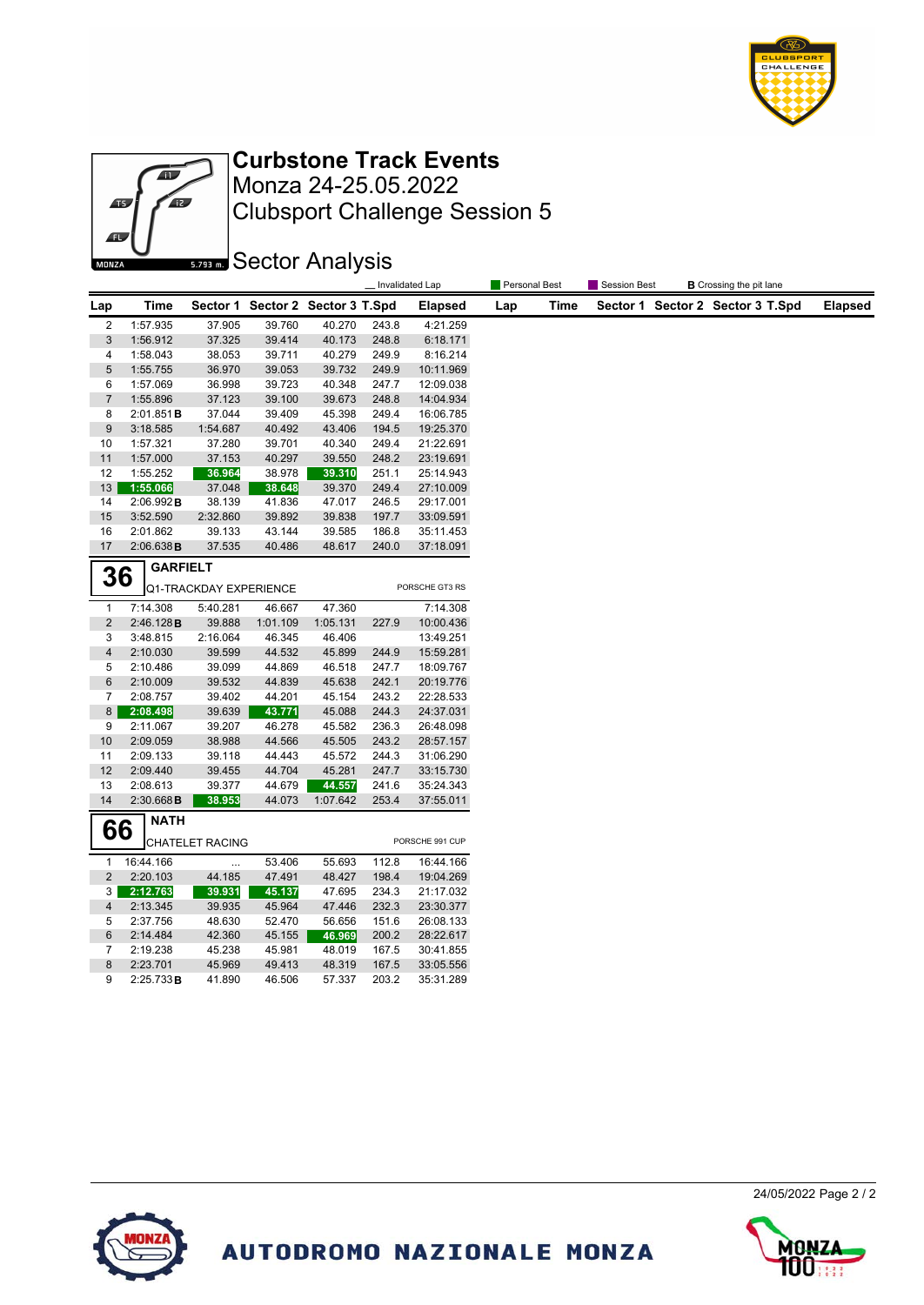# Curbstone Track Events

Monza 24-25.05.2022

Clubsport Challenge Session 5

## Sector Analysis

_ Invalidated Lap | Personal Best | Session Best | **B** Crossing the pit lane

| Lap | Time | Sector 1 | Sector 2 | Sector 3 | T.Spd | Elapsed |
|---|---|---|---|---|---|---|
| 2 | 1:57.935 | 37.905 | 39.760 | 40.270 | 243.8 | 4:21.259 |
| 3 | 1:56.912 | 37.325 | 39.414 | 40.173 | 248.8 | 6:18.171 |
| 4 | 1:58.043 | 38.053 | 39.711 | 40.279 | 249.9 | 8:16.214 |
| 5 | 1:55.755 | 36.970 | 39.053 | 39.732 | 249.9 | 10:11.969 |
| 6 | 1:57.069 | 36.998 | 39.723 | 40.348 | 247.7 | 12:09.038 |
| 7 | 1:55.896 | 37.123 | 39.100 | 39.673 | 248.8 | 14:04.934 |
| 8 | 2:01.851 **B** | 37.044 | 39.409 | 45.398 | 249.4 | 16:06.785 |
| 9 | 3:18.585 | 1:54.687 | 40.492 | 43.406 | 194.5 | 19:25.370 |
| 10 | 1:57.321 | 37.280 | 39.701 | 40.340 | 249.4 | 21:22.691 |
| 11 | 1:57.000 | 37.153 | 40.297 | 39.550 | 248.2 | 23:19.691 |
| 12 | 1:55.252 | 36.964 | 38.978 | 39.310 | 251.1 | 25:14.943 |
| 13 | 1:55.066 | 37.048 | 38.648 | 39.370 | 249.4 | 27:10.009 |
| 14 | 2:06.992 **B** | 38.139 | 41.836 | 47.017 | 246.5 | 29:17.001 |
| 15 | 3:52.590 | 2:32.860 | 39.892 | 39.838 | 197.7 | 33:09.591 |
| 16 | 2:01.862 | 39.133 | 43.144 | 39.585 | 186.8 | 35:11.453 |
| 17 | 2:06.638 **B** | 37.535 | 40.486 | 48.617 | 240.0 | 37:18.091 |

### 36 GARFIELT

Q1-TRACKDAY EXPERIENCE — PORSCHE GT3 RS

| Lap | Time | Sector 1 | Sector 2 | Sector 3 | T.Spd | Elapsed |
|---|---|---|---|---|---|---|
| 1 | 7:14.308 | 5:40.281 | 46.667 | 47.360 | | 7:14.308 |
| 2 | 2:46.128 **B** | 39.888 | 1:01.109 | 1:05.131 | 227.9 | 10:00.436 |
| 3 | 3:48.815 | 2:16.064 | 46.345 | 46.406 | | 13:49.251 |
| 4 | 2:10.030 | 39.599 | 44.532 | 45.899 | 244.9 | 15:59.281 |
| 5 | 2:10.486 | 39.099 | 44.869 | 46.518 | 247.7 | 18:09.767 |
| 6 | 2:10.009 | 39.532 | 44.839 | 45.638 | 242.1 | 20:19.776 |
| 7 | 2:08.757 | 39.402 | 44.201 | 45.154 | 243.2 | 22:28.533 |
| 8 | 2:08.498 | 39.639 | 43.771 | 45.088 | 244.3 | 24:37.031 |
| 9 | 2:11.067 | 39.207 | 46.278 | 45.582 | 236.3 | 26:48.098 |
| 10 | 2:09.059 | 38.988 | 44.566 | 45.505 | 243.2 | 28:57.157 |
| 11 | 2:09.133 | 39.118 | 44.443 | 45.572 | 244.3 | 31:06.290 |
| 12 | 2:09.440 | 39.455 | 44.704 | 45.281 | 247.7 | 33:15.730 |
| 13 | 2:08.613 | 39.377 | 44.679 | 44.557 | 241.6 | 35:24.343 |
| 14 | 2:30.668 **B** | 38.953 | 44.073 | 1:07.642 | 253.4 | 37:55.011 |

### 66 NATH

CHATELET RACING — PORSCHE 991 CUP

| Lap | Time | Sector 1 | Sector 2 | Sector 3 | T.Spd | Elapsed |
|---|---|---|---|---|---|---|
| 1 | 16:44.166 | ... | 53.406 | 55.693 | 112.8 | 16:44.166 |
| 2 | 2:20.103 | 44.185 | 47.491 | 48.427 | 198.4 | 19:04.269 |
| 3 | 2:12.763 | 39.931 | 45.137 | 47.695 | 234.3 | 21:17.032 |
| 4 | 2:13.345 | 39.935 | 45.964 | 47.446 | 232.3 | 23:30.377 |
| 5 | 2:37.756 | 48.630 | 52.470 | 56.656 | 151.6 | 26:08.133 |
| 6 | 2:14.484 | 42.360 | 45.155 | 46.969 | 200.2 | 28:22.617 |
| 7 | 2:19.238 | 45.238 | 45.981 | 48.019 | 167.5 | 30:41.855 |
| 8 | 2:23.701 | 45.969 | 49.413 | 48.319 | 167.5 | 33:05.556 |
| 9 | 2:25.733 **B** | 41.890 | 46.506 | 57.337 | 203.2 | 35:31.289 |

24/05/2022

AUTODROMO NAZIONALE MONZA